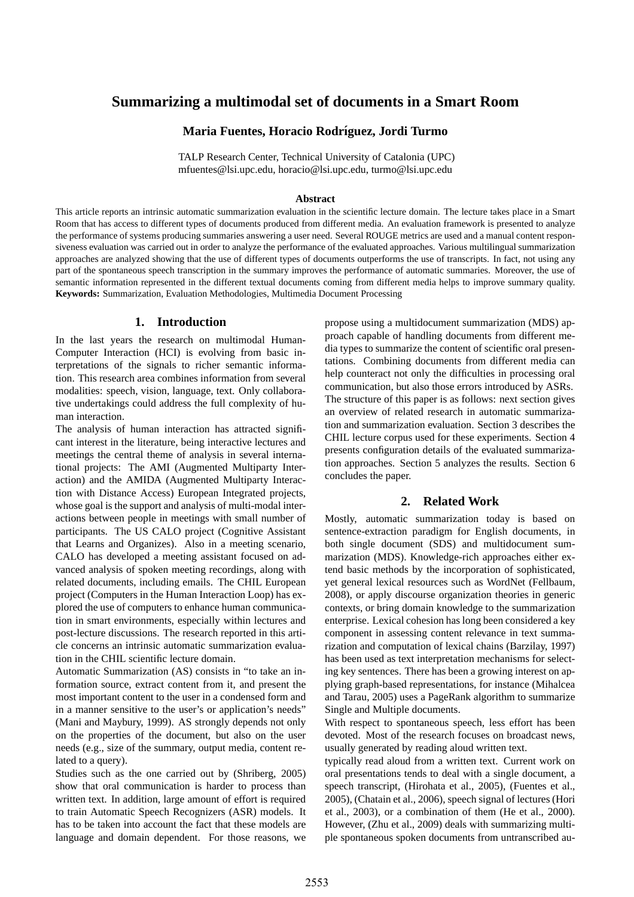# Summarizing a multimodal set of documents in a Smart Room

**Maria Fuentes, Horacio Rodríguez, Jordi Turmo**

TALP Research Center, Technical University of Catalonia (UPC)
mfuentes@lsi.upc.edu, horacio@lsi.upc.edu, turmo@lsi.upc.edu

### Abstract

This article reports an intrinsic automatic summarization evaluation in the scientific lecture domain. The lecture takes place in a Smart Room that has access to different types of documents produced from different media. An evaluation framework is presented to analyze the performance of systems producing summaries answering a user need. Several ROUGE metrics are used and a manual content responsiveness evaluation was carried out in order to analyze the performance of the evaluated approaches. Various multilingual summarization approaches are analyzed showing that the use of different types of documents outperforms the use of transcripts. In fact, not using any part of the spontaneous speech transcription in the summary improves the performance of automatic summaries. Moreover, the use of semantic information represented in the different textual documents coming from different media helps to improve summary quality.

**Keywords:** Summarization, Evaluation Methodologies, Multimedia Document Processing

## 1. Introduction

In the last years the research on multimodal Human-Computer Interaction (HCI) is evolving from basic interpretations of the signals to richer semantic information. This research area combines information from several modalities: speech, vision, language, text. Only collaborative undertakings could address the full complexity of human interaction.

The analysis of human interaction has attracted significant interest in the literature, being interactive lectures and meetings the central theme of analysis in several international projects: The AMI (Augmented Multiparty Interaction) and the AMIDA (Augmented Multiparty Interaction with Distance Access) European Integrated projects, whose goal is the support and analysis of multi-modal interactions between people in meetings with small number of participants. The US CALO project (Cognitive Assistant that Learns and Organizes). Also in a meeting scenario, CALO has developed a meeting assistant focused on advanced analysis of spoken meeting recordings, along with related documents, including emails. The CHIL European project (Computers in the Human Interaction Loop) has explored the use of computers to enhance human communication in smart environments, especially within lectures and post-lecture discussions. The research reported in this article concerns an intrinsic automatic summarization evaluation in the CHIL scientific lecture domain.

Automatic Summarization (AS) consists in "to take an information source, extract content from it, and present the most important content to the user in a condensed form and in a manner sensitive to the user's or application's needs" (Mani and Maybury, 1999). AS strongly depends not only on the properties of the document, but also on the user needs (e.g., size of the summary, output media, content related to a query).

Studies such as the one carried out by (Shriberg, 2005) show that oral communication is harder to process than written text. In addition, large amount of effort is required to train Automatic Speech Recognizers (ASR) models. It has to be taken into account the fact that these models are language and domain dependent. For those reasons, we propose using a multidocument summarization (MDS) approach capable of handling documents from different media types to summarize the content of scientific oral presentations. Combining documents from different media can help counteract not only the difficulties in processing oral communication, but also those errors introduced by ASRs.

The structure of this paper is as follows: next section gives an overview of related research in automatic summarization and summarization evaluation. Section 3 describes the CHIL lecture corpus used for these experiments. Section 4 presents configuration details of the evaluated summarization approaches. Section 5 analyzes the results. Section 6 concludes the paper.

## 2. Related Work

Mostly, automatic summarization today is based on sentence-extraction paradigm for English documents, in both single document (SDS) and multidocument summarization (MDS). Knowledge-rich approaches either extend basic methods by the incorporation of sophisticated, yet general lexical resources such as WordNet (Fellbaum, 2008), or apply discourse organization theories in generic contexts, or bring domain knowledge to the summarization enterprise. Lexical cohesion has long been considered a key component in assessing content relevance in text summarization and computation of lexical chains (Barzilay, 1997) has been used as text interpretation mechanisms for selecting key sentences. There has been a growing interest on applying graph-based representations, for instance (Mihalcea and Tarau, 2005) uses a PageRank algorithm to summarize Single and Multiple documents.

With respect to spontaneous speech, less effort has been devoted. Most of the research focuses on broadcast news, usually generated by reading aloud written text.

typically read aloud from a written text. Current work on oral presentations tends to deal with a single document, a speech transcript, (Hirohata et al., 2005), (Fuentes et al., 2005), (Chatain et al., 2006), speech signal of lectures (Hori et al., 2003), or a combination of them (He et al., 2000). However, (Zhu et al., 2009) deals with summarizing multiple spontaneous spoken documents from untranscribed au-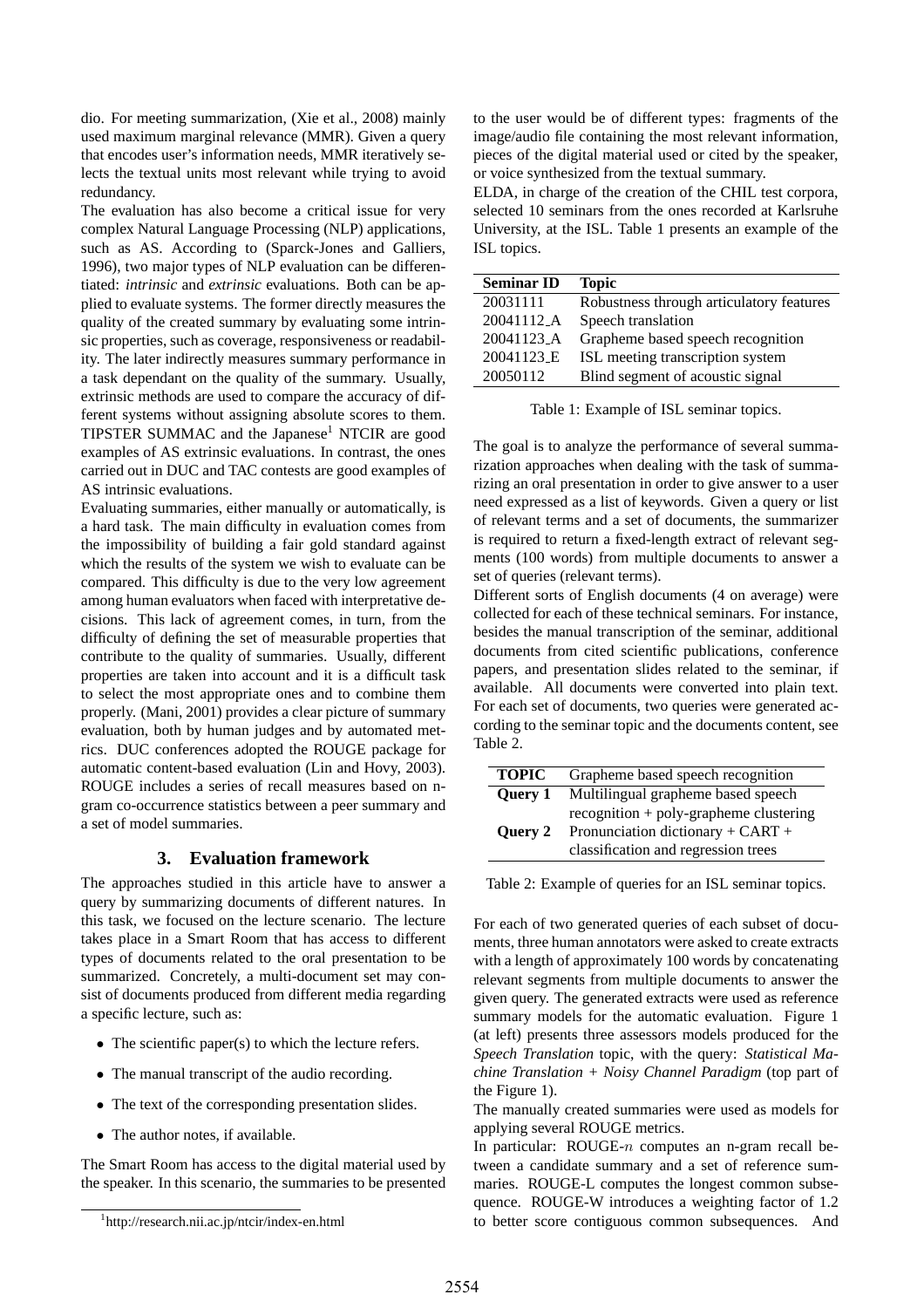dio. For meeting summarization, (Xie et al., 2008) mainly used maximum marginal relevance (MMR). Given a query that encodes user's information needs, MMR iteratively selects the textual units most relevant while trying to avoid redundancy.

The evaluation has also become a critical issue for very complex Natural Language Processing (NLP) applications, such as AS. According to (Sparck-Jones and Galliers, 1996), two major types of NLP evaluation can be differentiated: *intrinsic* and *extrinsic* evaluations. Both can be applied to evaluate systems. The former directly measures the quality of the created summary by evaluating some intrinsic properties, such as coverage, responsiveness or readability. The later indirectly measures summary performance in a task dependant on the quality of the summary. Usually, extrinsic methods are used to compare the accuracy of different systems without assigning absolute scores to them. TIPSTER SUMMAC and the Japanese[1] NTCIR are good examples of AS extrinsic evaluations. In contrast, the ones carried out in DUC and TAC contests are good examples of AS intrinsic evaluations.

Evaluating summaries, either manually or automatically, is a hard task. The main difficulty in evaluation comes from the impossibility of building a fair gold standard against which the results of the system we wish to evaluate can be compared. This difficulty is due to the very low agreement among human evaluators when faced with interpretative decisions. This lack of agreement comes, in turn, from the difficulty of defining the set of measurable properties that contribute to the quality of summaries. Usually, different properties are taken into account and it is a difficult task to select the most appropriate ones and to combine them properly. (Mani, 2001) provides a clear picture of summary evaluation, both by human judges and by automated metrics. DUC conferences adopted the ROUGE package for automatic content-based evaluation (Lin and Hovy, 2003). ROUGE includes a series of recall measures based on n-gram co-occurrence statistics between a peer summary and a set of model summaries.

## 3. Evaluation framework

The approaches studied in this article have to answer a query by summarizing documents of different natures. In this task, we focused on the lecture scenario. The lecture takes place in a Smart Room that has access to different types of documents related to the oral presentation to be summarized. Concretely, a multi-document set may consist of documents produced from different media regarding a specific lecture, such as:

- The scientific paper(s) to which the lecture refers.
- The manual transcript of the audio recording.
- The text of the corresponding presentation slides.
- The author notes, if available.

The Smart Room has access to the digital material used by the speaker. In this scenario, the summaries to be presented to the user would be of different types: fragments of the image/audio file containing the most relevant information, pieces of the digital material used or cited by the speaker, or voice synthesized from the textual summary.

ELDA, in charge of the creation of the CHIL test corpora, selected 10 seminars from the ones recorded at Karlsruhe University, at the ISL. Table 1 presents an example of the ISL topics.

| Seminar ID | Topic |
|---|---|
| 20031111 | Robustness through articulatory features |
| 20041112_A | Speech translation |
| 20041123_A | Grapheme based speech recognition |
| 20041123_E | ISL meeting transcription system |
| 20050112 | Blind segment of acoustic signal |

Table 1: Example of ISL seminar topics.

The goal is to analyze the performance of several summarization approaches when dealing with the task of summarizing an oral presentation in order to give answer to a user need expressed as a list of keywords. Given a query or list of relevant terms and a set of documents, the summarizer is required to return a fixed-length extract of relevant segments (100 words) from multiple documents to answer a set of queries (relevant terms).

Different sorts of English documents (4 on average) were collected for each of these technical seminars. For instance, besides the manual transcription of the seminar, additional documents from cited scientific publications, conference papers, and presentation slides related to the seminar, if available. All documents were converted into plain text. For each set of documents, two queries were generated according to the seminar topic and the documents content, see Table 2.

| **TOPIC** | Grapheme based speech recognition |
|---|---|
| **Query 1** | Multilingual grapheme based speech recognition + poly-grapheme clustering |
| **Query 2** | Pronunciation dictionary + CART + classification and regression trees |

Table 2: Example of queries for an ISL seminar topics.

For each of two generated queries of each subset of documents, three human annotators were asked to create extracts with a length of approximately 100 words by concatenating relevant segments from multiple documents to answer the given query. The generated extracts were used as reference summary models for the automatic evaluation. Figure 1 (at left) presents three assessors models produced for the *Speech Translation* topic, with the query: *Statistical Machine Translation + Noisy Channel Paradigm* (top part of the Figure 1).

The manually created summaries were used as models for applying several ROUGE metrics.

In particular: ROUGE-$n$ computes an n-gram recall between a candidate summary and a set of reference summaries. ROUGE-L computes the longest common subsequence. ROUGE-W introduces a weighting factor of 1.2 to better score contiguous common subsequences. And

[1] http://research.nii.ac.jp/ntcir/index-en.html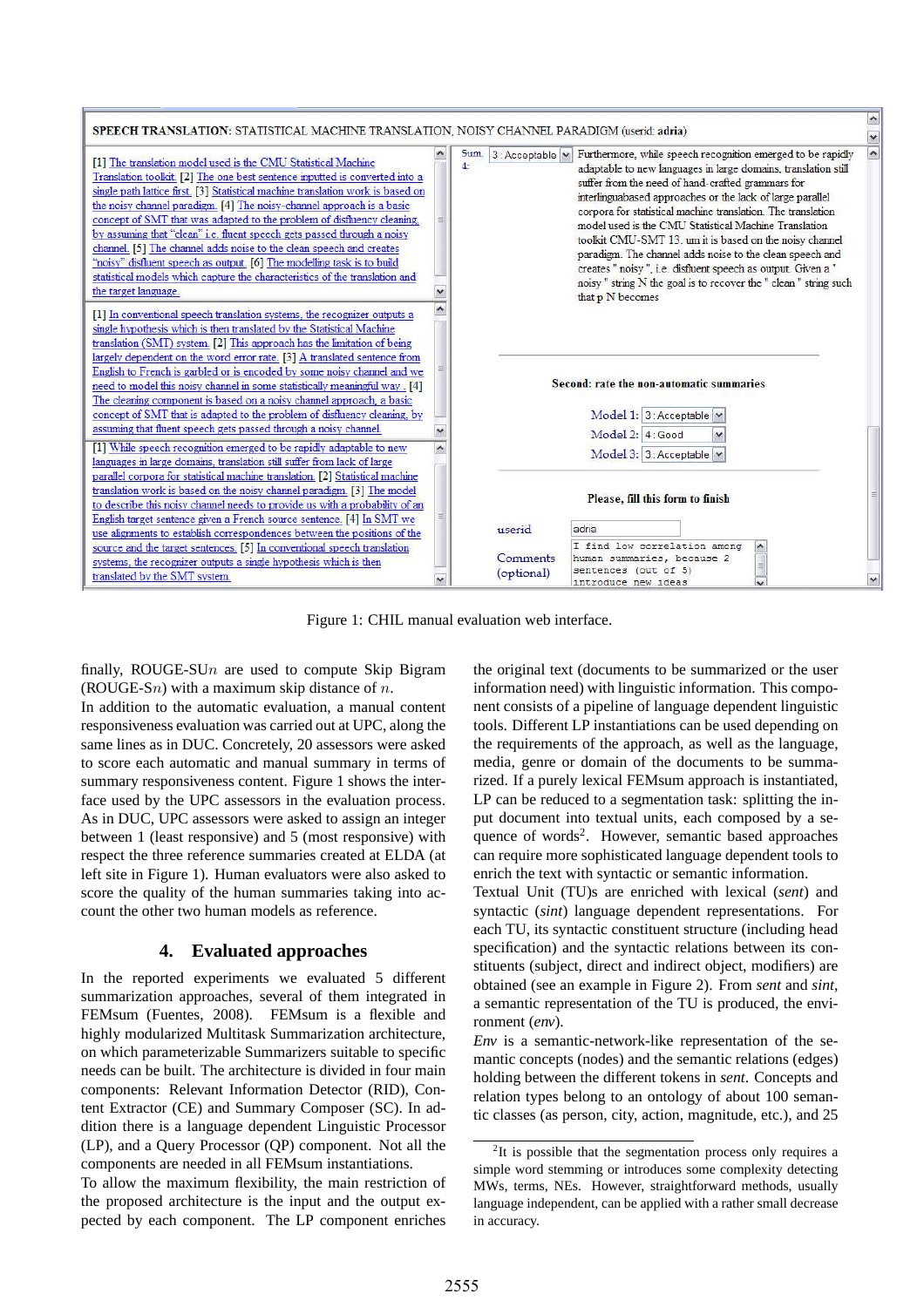Figure 1: CHIL manual evaluation web interface.

finally, ROUGE-SU$n$ are used to compute Skip Bigram (ROUGE-S$n$) with a maximum skip distance of $n$.

In addition to the automatic evaluation, a manual content responsiveness evaluation was carried out at UPC, along the same lines as in DUC. Concretely, 20 assessors were asked to score each automatic and manual summary in terms of summary responsiveness content. Figure 1 shows the interface used by the UPC assessors in the evaluation process. As in DUC, UPC assessors were asked to assign an integer between 1 (least responsive) and 5 (most responsive) with respect the three reference summaries created at ELDA (at left site in Figure 1). Human evaluators were also asked to score the quality of the human summaries taking into account the other two human models as reference.

## 4. Evaluated approaches

In the reported experiments we evaluated 5 different summarization approaches, several of them integrated in FEMsum (Fuentes, 2008). FEMsum is a flexible and highly modularized Multitask Summarization architecture, on which parameterizable Summarizers suitable to specific needs can be built. The architecture is divided in four main components: Relevant Information Detector (RID), Content Extractor (CE) and Summary Composer (SC). In addition there is a language dependent Linguistic Processor (LP), and a Query Processor (QP) component. Not all the components are needed in all FEMsum instantiations.

To allow the maximum flexibility, the main restriction of the proposed architecture is the input and the output expected by each component. The LP component enriches the original text (documents to be summarized or the user information need) with linguistic information. This component consists of a pipeline of language dependent linguistic tools. Different LP instantiations can be used depending on the requirements of the approach, as well as the language, media, genre or domain of the documents to be summarized. If a purely lexical FEMsum approach is instantiated, LP can be reduced to a segmentation task: splitting the input document into textual units, each composed by a sequence of words[2]. However, semantic based approaches can require more sophisticated language dependent tools to enrich the text with syntactic or semantic information.

Textual Unit (TU)s are enriched with lexical (*sent*) and syntactic (*sint*) language dependent representations. For each TU, its syntactic constituent structure (including head specification) and the syntactic relations between its constituents (subject, direct and indirect object, modifiers) are obtained (see an example in Figure 2). From *sent* and *sint*, a semantic representation of the TU is produced, the environment (*env*).

*Env* is a semantic-network-like representation of the semantic concepts (nodes) and the semantic relations (edges) holding between the different tokens in *sent*. Concepts and relation types belong to an ontology of about 100 semantic classes (as person, city, action, magnitude, etc.), and 25

[2]It is possible that the segmentation process only requires a simple word stemming or introduces some complexity detecting MWs, terms, NEs. However, straightforward methods, usually language independent, can be applied with a rather small decrease in accuracy.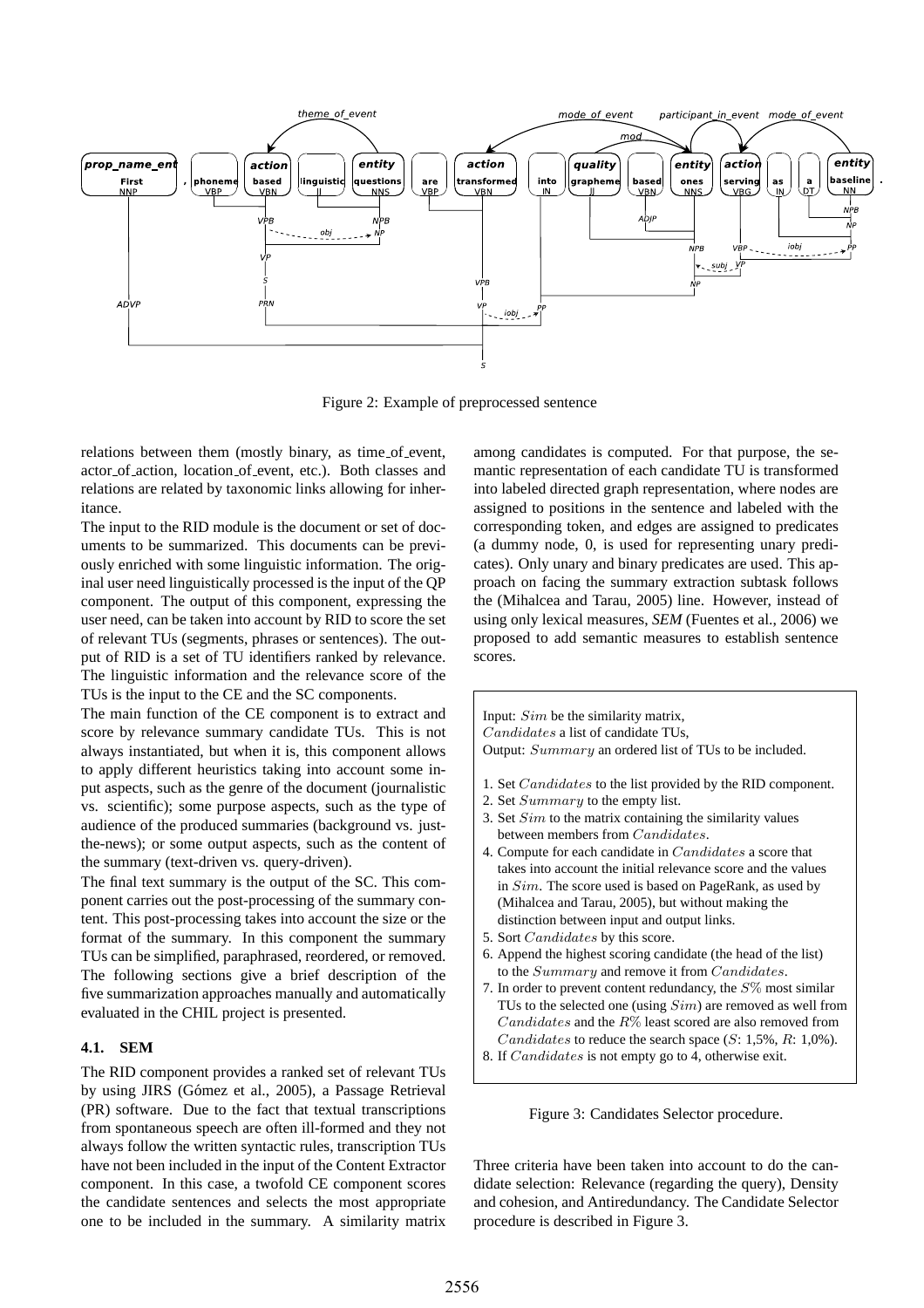Figure 2: Example of preprocessed sentence

relations between them (mostly binary, as time_of_event, actor_of_action, location_of_event, etc.). Both classes and relations are related by taxonomic links allowing for inheritance.

The input to the RID module is the document or set of documents to be summarized. This documents can be previously enriched with some linguistic information. The original user need linguistically processed is the input of the QP component. The output of this component, expressing the user need, can be taken into account by RID to score the set of relevant TUs (segments, phrases or sentences). The output of RID is a set of TU identifiers ranked by relevance. The linguistic information and the relevance score of the TUs is the input to the CE and the SC components.

The main function of the CE component is to extract and score by relevance summary candidate TUs. This is not always instantiated, but when it is, this component allows to apply different heuristics taking into account some input aspects, such as the genre of the document (journalistic vs. scientific); some purpose aspects, such as the type of audience of the produced summaries (background vs. just-the-news); or some output aspects, such as the content of the summary (text-driven vs. query-driven).

The final text summary is the output of the SC. This component carries out the post-processing of the summary content. This post-processing takes into account the size or the format of the summary. In this component the summary TUs can be simplified, paraphrased, reordered, or removed. The following sections give a brief description of the five summarization approaches manually and automatically evaluated in the CHIL project is presented.

### 4.1. SEM

The RID component provides a ranked set of relevant TUs by using JIRS (Gómez et al., 2005), a Passage Retrieval (PR) software. Due to the fact that textual transcriptions from spontaneous speech are often ill-formed and they not always follow the written syntactic rules, transcription TUs have not been included in the input of the Content Extractor component. In this case, a twofold CE component scores the candidate sentences and selects the most appropriate one to be included in the summary. A similarity matrix among candidates is computed. For that purpose, the semantic representation of each candidate TU is transformed into labeled directed graph representation, where nodes are assigned to positions in the sentence and labeled with the corresponding token, and edges are assigned to predicates (a dummy node, 0, is used for representing unary predicates). Only unary and binary predicates are used. This approach on facing the summary extraction subtask follows the (Mihalcea and Tarau, 2005) line. However, instead of using only lexical measures, *SEM* (Fuentes et al., 2006) we proposed to add semantic measures to establish sentence scores.

Input: $Sim$ be the similarity matrix,
$Candidates$ a list of candidate TUs,
Output: $Summary$ an ordered list of TUs to be included.

1. Set $Candidates$ to the list provided by the RID component.
2. Set $Summary$ to the empty list.
3. Set $Sim$ to the matrix containing the similarity values between members from $Candidates$.
4. Compute for each candidate in $Candidates$ a score that takes into account the initial relevance score and the values in $Sim$. The score used is based on PageRank, as used by (Mihalcea and Tarau, 2005), but without making the distinction between input and output links.
5. Sort $Candidates$ by this score.
6. Append the highest scoring candidate (the head of the list) to the $Summary$ and remove it from $Candidates$.
7. In order to prevent content redundancy, the $S\%$ most similar TUs to the selected one (using $Sim$) are removed as well from $Candidates$ and the $R\%$ least scored are also removed from $Candidates$ to reduce the search space ($S$: 1,5%, $R$: 1,0%).
8. If $Candidates$ is not empty go to 4, otherwise exit.

Figure 3: Candidates Selector procedure.

Three criteria have been taken into account to do the candidate selection: Relevance (regarding the query), Density and cohesion, and Antiredundancy. The Candidate Selector procedure is described in Figure 3.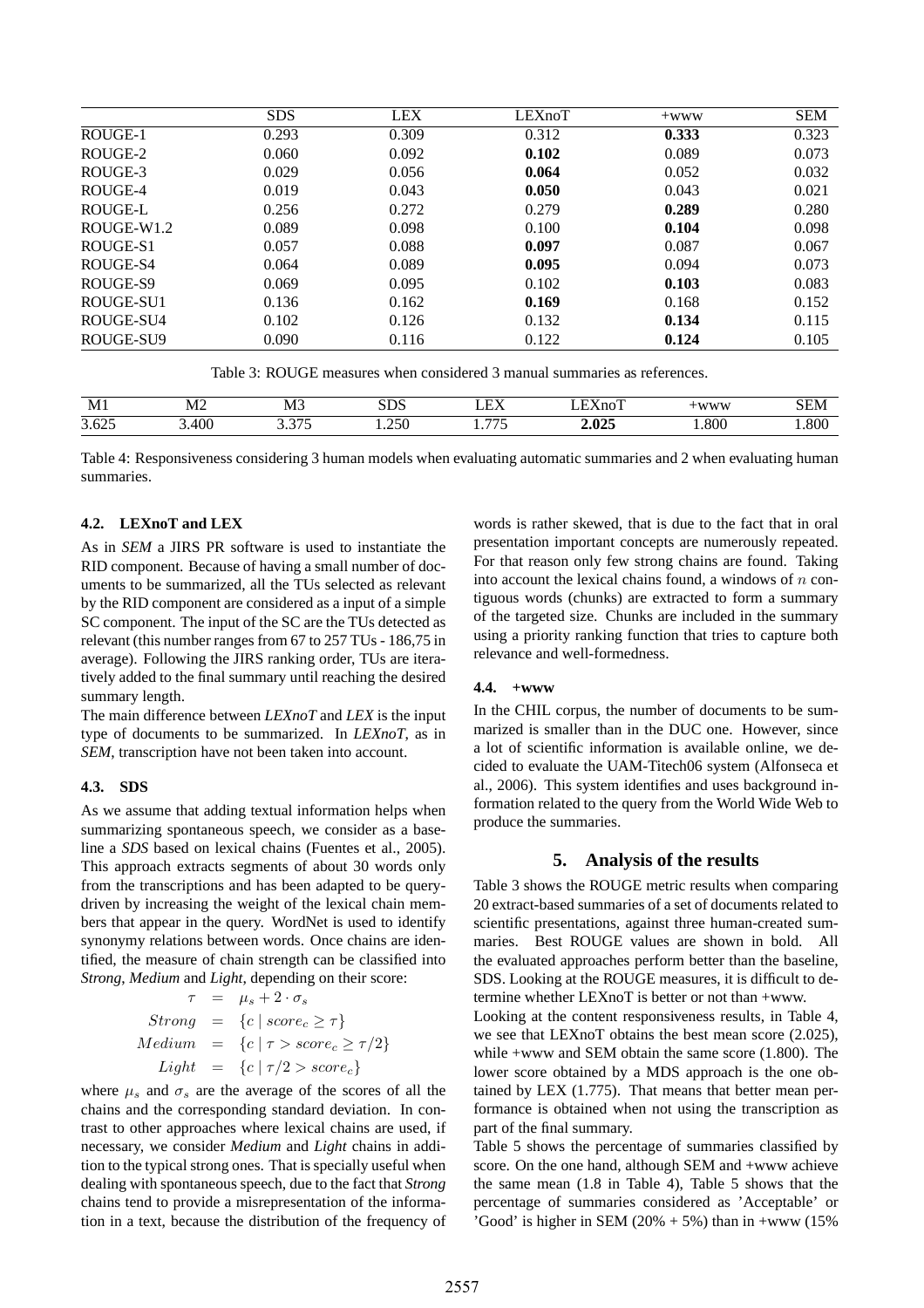| | SDS | LEX | LEXnoT | +www | SEM |
|---|---|---|---|---|---|
| ROUGE-1 | 0.293 | 0.309 | 0.312 | **0.333** | 0.323 |
| ROUGE-2 | 0.060 | 0.092 | **0.102** | 0.089 | 0.073 |
| ROUGE-3 | 0.029 | 0.056 | **0.064** | 0.052 | 0.032 |
| ROUGE-4 | 0.019 | 0.043 | **0.050** | 0.043 | 0.021 |
| ROUGE-L | 0.256 | 0.272 | 0.279 | **0.289** | 0.280 |
| ROUGE-W1.2 | 0.089 | 0.098 | 0.100 | **0.104** | 0.098 |
| ROUGE-S1 | 0.057 | 0.088 | **0.097** | 0.087 | 0.067 |
| ROUGE-S4 | 0.064 | 0.089 | **0.095** | 0.094 | 0.073 |
| ROUGE-S9 | 0.069 | 0.095 | 0.102 | **0.103** | 0.083 |
| ROUGE-SU1 | 0.136 | 0.162 | **0.169** | 0.168 | 0.152 |
| ROUGE-SU4 | 0.102 | 0.126 | 0.132 | **0.134** | 0.115 |
| ROUGE-SU9 | 0.090 | 0.116 | 0.122 | **0.124** | 0.105 |

Table 3: ROUGE measures when considered 3 manual summaries as references.

| M1 | M2 | M3 | SDS | LEX | LEXnoT | +www | SEM |
|---|---|---|---|---|---|---|---|
| 3.625 | 3.400 | 3.375 | 1.250 | 1.775 | **2.025** | 1.800 | 1.800 |

Table 4: Responsiveness considering 3 human models when evaluating automatic summaries and 2 when evaluating human summaries.

### 4.2. LEXnoT and LEX

As in *SEM* a JIRS PR software is used to instantiate the RID component. Because of having a small number of documents to be summarized, all the TUs selected as relevant by the RID component are considered as a input of a simple SC component. The input of the SC are the TUs detected as relevant (this number ranges from 67 to 257 TUs - 186,75 in average). Following the JIRS ranking order, TUs are iteratively added to the final summary until reaching the desired summary length.

The main difference between *LEXnoT* and *LEX* is the input type of documents to be summarized. In *LEXnoT*, as in *SEM*, transcription have not been taken into account.

### 4.3. SDS

As we assume that adding textual information helps when summarizing spontaneous speech, we consider as a baseline a *SDS* based on lexical chains (Fuentes et al., 2005). This approach extracts segments of about 30 words only from the transcriptions and has been adapted to be query-driven by increasing the weight of the lexical chain members that appear in the query. WordNet is used to identify synonymy relations between words. Once chains are identified, the measure of chain strength can be classified into *Strong*, *Medium* and *Light*, depending on their score:

$$
\begin{aligned}
\tau &= \mu_s + 2 \cdot \sigma_s \\
Strong &= \{c \mid score_c \geq \tau\} \\
Medium &= \{c \mid \tau > score_c \geq \tau/2\} \\
Light &= \{c \mid \tau/2 > score_c\}
\end{aligned}
$$

where $\mu_s$ and $\sigma_s$ are the average of the scores of all the chains and the corresponding standard deviation. In contrast to other approaches where lexical chains are used, if necessary, we consider *Medium* and *Light* chains in addition to the typical strong ones. That is specially useful when dealing with spontaneous speech, due to the fact that *Strong* chains tend to provide a misrepresentation of the information in a text, because the distribution of the frequency of words is rather skewed, that is due to the fact that in oral presentation important concepts are numerously repeated. For that reason only few strong chains are found. Taking into account the lexical chains found, a windows of $n$ contiguous words (chunks) are extracted to form a summary of the targeted size. Chunks are included in the summary using a priority ranking function that tries to capture both relevance and well-formedness.

### 4.4. +www

In the CHIL corpus, the number of documents to be summarized is smaller than in the DUC one. However, since a lot of scientific information is available online, we decided to evaluate the UAM-Titech06 system (Alfonseca et al., 2006). This system identifies and uses background information related to the query from the World Wide Web to produce the summaries.

## 5. Analysis of the results

Table 3 shows the ROUGE metric results when comparing 20 extract-based summaries of a set of documents related to scientific presentations, against three human-created summaries. Best ROUGE values are shown in bold. All the evaluated approaches perform better than the baseline, SDS. Looking at the ROUGE measures, it is difficult to determine whether LEXnoT is better or not than +www.

Looking at the content responsiveness results, in Table 4, we see that LEXnoT obtains the best mean score (2.025), while +www and SEM obtain the same score (1.800). The lower score obtained by a MDS approach is the one obtained by LEX (1.775). That means that better mean performance is obtained when not using the transcription as part of the final summary.

Table 5 shows the percentage of summaries classified by score. On the one hand, although SEM and +www achieve the same mean (1.8 in Table 4), Table 5 shows that the percentage of summaries considered as 'Acceptable' or 'Good' is higher in SEM (20% + 5%) than in +www (15%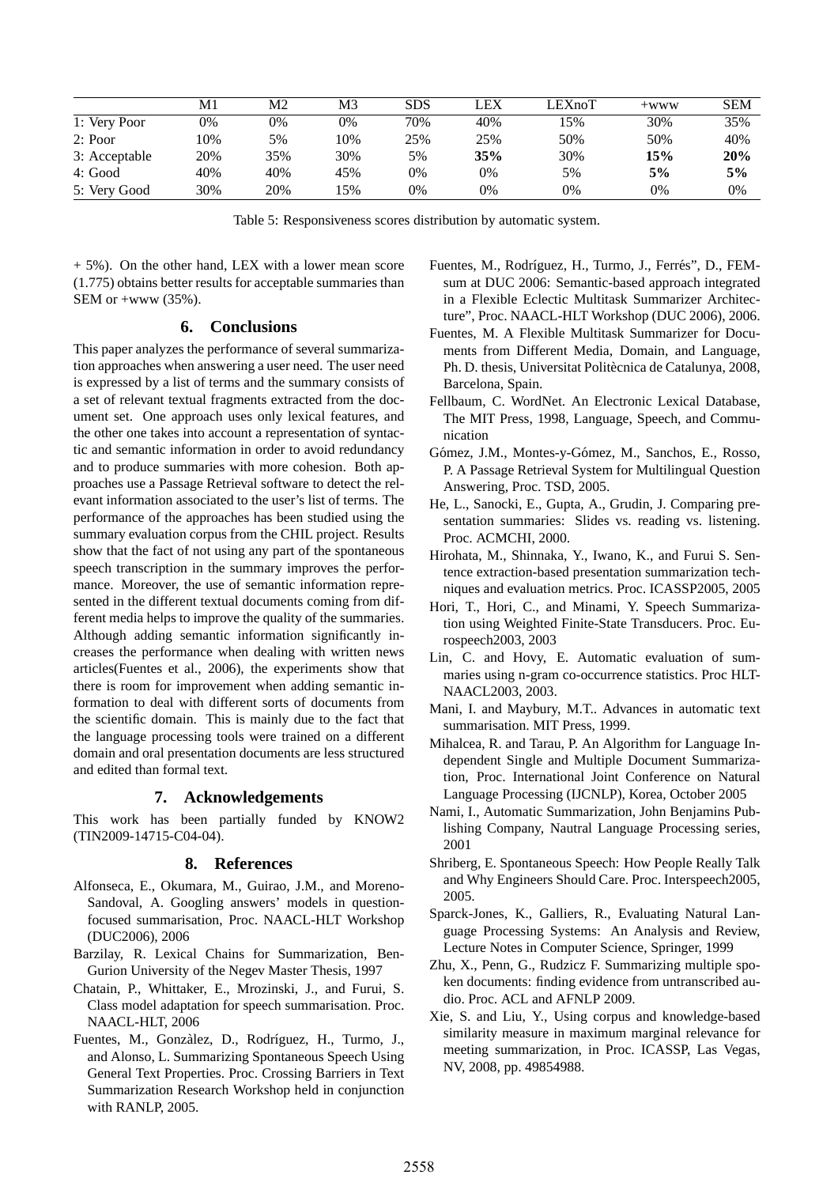| | M1 | M2 | M3 | SDS | LEX | LEXnoT | +www | SEM |
|---|---|---|---|---|---|---|---|---|
| 1: Very Poor | 0% | 0% | 0% | 70% | 40% | 15% | 30% | 35% |
| 2: Poor | 10% | 5% | 10% | 25% | 25% | 50% | 50% | 40% |
| 3: Acceptable | 20% | 35% | 30% | 5% | **35%** | 30% | **15%** | **20%** |
| 4: Good | 40% | 40% | 45% | 0% | 0% | 5% | **5%** | **5%** |
| 5: Very Good | 30% | 20% | 15% | 0% | 0% | 0% | 0% | 0% |

Table 5: Responsiveness scores distribution by automatic system.

+ 5%). On the other hand, LEX with a lower mean score (1.775) obtains better results for acceptable summaries than SEM or +www (35%).

## 6. Conclusions

This paper analyzes the performance of several summarization approaches when answering a user need. The user need is expressed by a list of terms and the summary consists of a set of relevant textual fragments extracted from the document set. One approach uses only lexical features, and the other one takes into account a representation of syntactic and semantic information in order to avoid redundancy and to produce summaries with more cohesion. Both approaches use a Passage Retrieval software to detect the relevant information associated to the user's list of terms. The performance of the approaches has been studied using the summary evaluation corpus from the CHIL project. Results show that the fact of not using any part of the spontaneous speech transcription in the summary improves the performance. Moreover, the use of semantic information represented in the different textual documents coming from different media helps to improve the quality of the summaries. Although adding semantic information significantly increases the performance when dealing with written news articles(Fuentes et al., 2006), the experiments show that there is room for improvement when adding semantic information to deal with different sorts of documents from the scientific domain. This is mainly due to the fact that the language processing tools were trained on a different domain and oral presentation documents are less structured and edited than formal text.

## 7. Acknowledgements

This work has been partially funded by KNOW2 (TIN2009-14715-C04-04).

## 8. References

Alfonseca, E., Okumara, M., Guirao, J.M., and Moreno-Sandoval, A. Googling answers' models in question-focused summarisation, Proc. NAACL-HLT Workshop (DUC2006), 2006

Barzilay, R. Lexical Chains for Summarization, Ben-Gurion University of the Negev Master Thesis, 1997

Chatain, P., Whittaker, E., Mrozinski, J., and Furui, S. Class model adaptation for speech summarisation. Proc. NAACL-HLT, 2006

Fuentes, M., Gonzàlez, D., Rodríguez, H., Turmo, J., and Alonso, L. Summarizing Spontaneous Speech Using General Text Properties. Proc. Crossing Barriers in Text Summarization Research Workshop held in conjunction with RANLP, 2005.

Fuentes, M., Rodríguez, H., Turmo, J., Ferrés", D., FEMsum at DUC 2006: Semantic-based approach integrated in a Flexible Eclectic Multitask Summarizer Architecture", Proc. NAACL-HLT Workshop (DUC 2006), 2006.

Fuentes, M. A Flexible Multitask Summarizer for Documents from Different Media, Domain, and Language, Ph. D. thesis, Universitat Politècnica de Catalunya, 2008, Barcelona, Spain.

Fellbaum, C. WordNet. An Electronic Lexical Database, The MIT Press, 1998, Language, Speech, and Communication

Gómez, J.M., Montes-y-Gómez, M., Sanchos, E., Rosso, P. A Passage Retrieval System for Multilingual Question Answering, Proc. TSD, 2005.

He, L., Sanocki, E., Gupta, A., Grudin, J. Comparing presentation summaries: Slides vs. reading vs. listening. Proc. ACMCHI, 2000.

Hirohata, M., Shinnaka, Y., Iwano, K., and Furui S. Sentence extraction-based presentation summarization techniques and evaluation metrics. Proc. ICASSP2005, 2005

Hori, T., Hori, C., and Minami, Y. Speech Summarization using Weighted Finite-State Transducers. Proc. Eurospeech2003, 2003

Lin, C. and Hovy, E. Automatic evaluation of summaries using n-gram co-occurrence statistics. Proc HLT-NAACL2003, 2003.

Mani, I. and Maybury, M.T.. Advances in automatic text summarisation. MIT Press, 1999.

Mihalcea, R. and Tarau, P. An Algorithm for Language Independent Single and Multiple Document Summarization, Proc. International Joint Conference on Natural Language Processing (IJCNLP), Korea, October 2005

Nami, I., Automatic Summarization, John Benjamins Publishing Company, Nautral Language Processing series, 2001

Shriberg, E. Spontaneous Speech: How People Really Talk and Why Engineers Should Care. Proc. Interspeech2005, 2005.

Sparck-Jones, K., Galliers, R., Evaluating Natural Language Processing Systems: An Analysis and Review, Lecture Notes in Computer Science, Springer, 1999

Zhu, X., Penn, G., Rudzicz F. Summarizing multiple spoken documents: finding evidence from untranscribed audio. Proc. ACL and AFNLP 2009.

Xie, S. and Liu, Y., Using corpus and knowledge-based similarity measure in maximum marginal relevance for meeting summarization, in Proc. ICASSP, Las Vegas, NV, 2008, pp. 49854988.